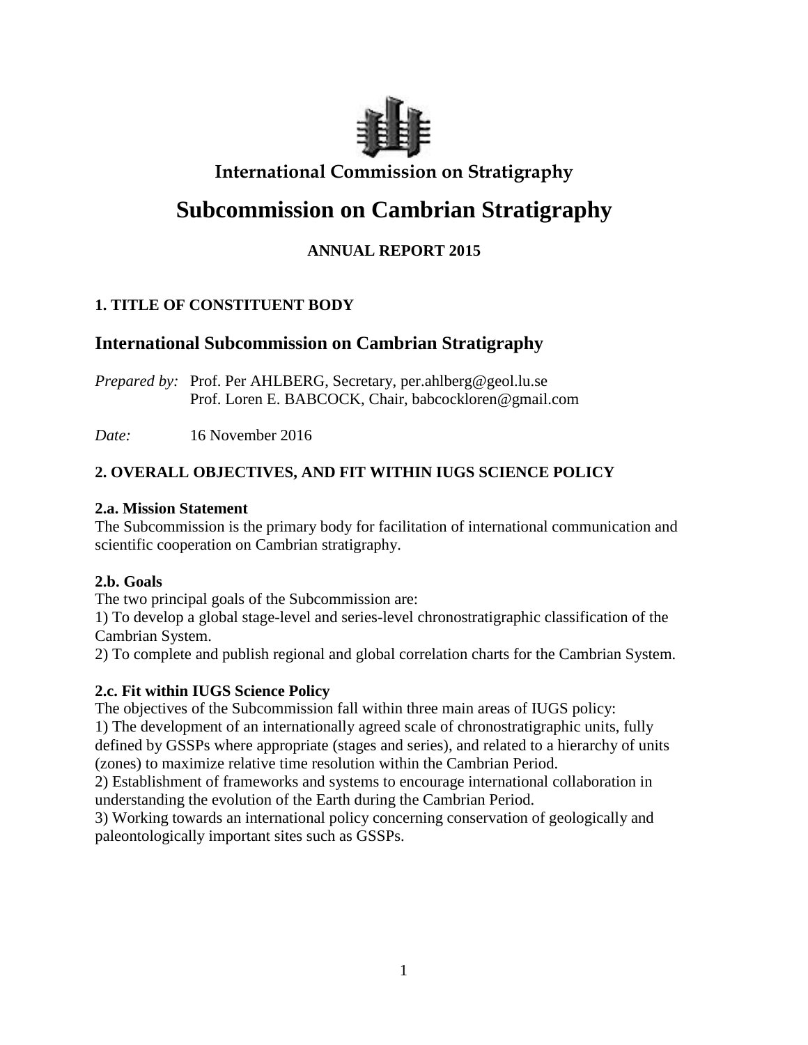# International Commission on Stratigraphy

# Subcommission on Cambrian Stratigraphy

**ANNUAL REPORT 2015**

### 1. TITLE OF CONSTITUENT BODY

## International Subcommission on Cambrian Stratigraphy

*Prepared by:* Prof. Per AHLBERG, Secretary, per.ahlberg@geol.lu.se
Prof. Loren E. BABCOCK, Chair, babcockloren@gmail.com

*Date:* 16 November 2016

### 2. OVERALL OBJECTIVES, AND FIT WITHIN IUGS SCIENCE POLICY

**2.a. Mission Statement**

The Subcommission is the primary body for facilitation of international communication and scientific cooperation on Cambrian stratigraphy.

**2.b. Goals**

The two principal goals of the Subcommission are:

1) To develop a global stage-level and series-level chronostratigraphic classification of the Cambrian System.
2) To complete and publish regional and global correlation charts for the Cambrian System.

**2.c. Fit within IUGS Science Policy**

The objectives of the Subcommission fall within three main areas of IUGS policy:

1) The development of an internationally agreed scale of chronostratigraphic units, fully defined by GSSPs where appropriate (stages and series), and related to a hierarchy of units (zones) to maximize relative time resolution within the Cambrian Period.
2) Establishment of frameworks and systems to encourage international collaboration in understanding the evolution of the Earth during the Cambrian Period.
3) Working towards an international policy concerning conservation of geologically and paleontologically important sites such as GSSPs.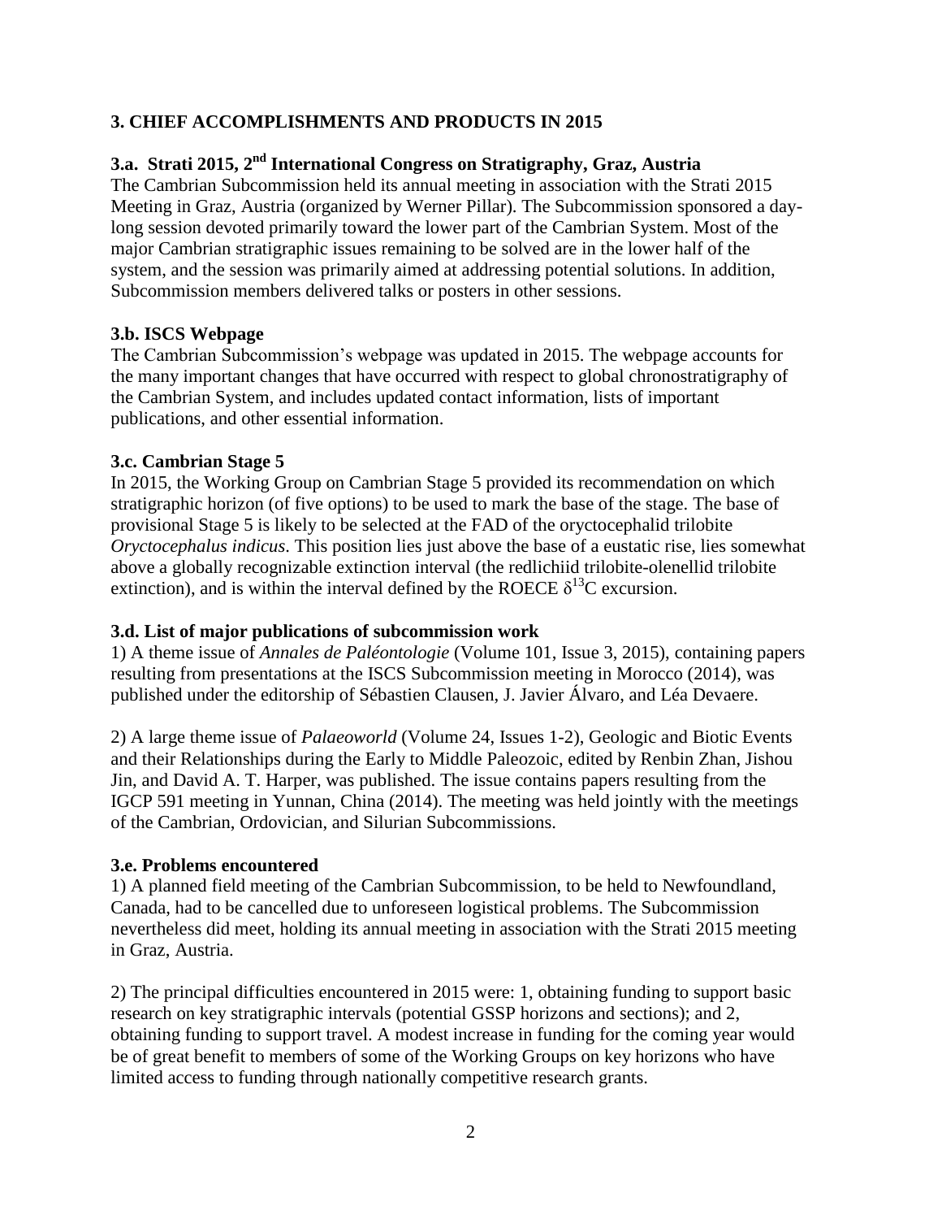## 3. CHIEF ACCOMPLISHMENTS AND PRODUCTS IN 2015

### 3.a. Strati 2015, 2nd International Congress on Stratigraphy, Graz, Austria

The Cambrian Subcommission held its annual meeting in association with the Strati 2015 Meeting in Graz, Austria (organized by Werner Pillar). The Subcommission sponsored a day-long session devoted primarily toward the lower part of the Cambrian System. Most of the major Cambrian stratigraphic issues remaining to be solved are in the lower half of the system, and the session was primarily aimed at addressing potential solutions. In addition, Subcommission members delivered talks or posters in other sessions.

### 3.b. ISCS Webpage

The Cambrian Subcommission's webpage was updated in 2015. The webpage accounts for the many important changes that have occurred with respect to global chronostratigraphy of the Cambrian System, and includes updated contact information, lists of important publications, and other essential information.

### 3.c. Cambrian Stage 5

In 2015, the Working Group on Cambrian Stage 5 provided its recommendation on which stratigraphic horizon (of five options) to be used to mark the base of the stage. The base of provisional Stage 5 is likely to be selected at the FAD of the oryctocephalid trilobite *Oryctocephalus indicus*. This position lies just above the base of a eustatic rise, lies somewhat above a globally recognizable extinction interval (the redlichiid trilobite-olenellid trilobite extinction), and is within the interval defined by the ROECE $\delta^{13}C$ excursion.

### 3.d. List of major publications of subcommission work

1) A theme issue of *Annales de Paléontologie* (Volume 101, Issue 3, 2015), containing papers resulting from presentations at the ISCS Subcommission meeting in Morocco (2014), was published under the editorship of Sébastien Clausen, J. Javier Álvaro, and Léa Devaere.

2) A large theme issue of *Palaeoworld* (Volume 24, Issues 1-2), Geologic and Biotic Events and their Relationships during the Early to Middle Paleozoic, edited by Renbin Zhan, Jishou Jin, and David A. T. Harper, was published. The issue contains papers resulting from the IGCP 591 meeting in Yunnan, China (2014). The meeting was held jointly with the meetings of the Cambrian, Ordovician, and Silurian Subcommissions.

### 3.e. Problems encountered

1) A planned field meeting of the Cambrian Subcommission, to be held to Newfoundland, Canada, had to be cancelled due to unforeseen logistical problems. The Subcommission nevertheless did meet, holding its annual meeting in association with the Strati 2015 meeting in Graz, Austria.

2) The principal difficulties encountered in 2015 were: 1, obtaining funding to support basic research on key stratigraphic intervals (potential GSSP horizons and sections); and 2, obtaining funding to support travel. A modest increase in funding for the coming year would be of great benefit to members of some of the Working Groups on key horizons who have limited access to funding through nationally competitive research grants.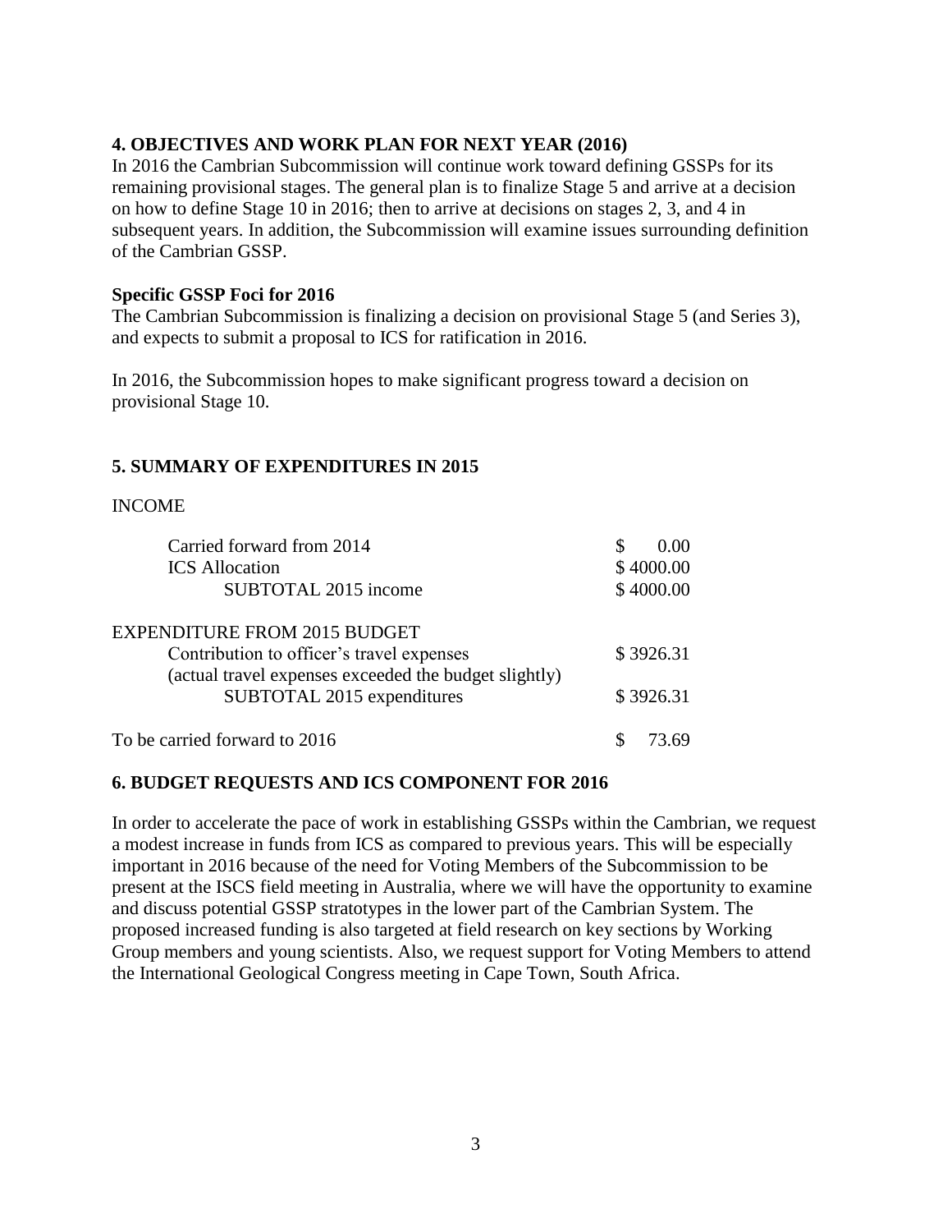## 4. OBJECTIVES AND WORK PLAN FOR NEXT YEAR (2016)

In 2016 the Cambrian Subcommission will continue work toward defining GSSPs for its remaining provisional stages. The general plan is to finalize Stage 5 and arrive at a decision on how to define Stage 10 in 2016; then to arrive at decisions on stages 2, 3, and 4 in subsequent years. In addition, the Subcommission will examine issues surrounding definition of the Cambrian GSSP.

### Specific GSSP Foci for 2016

The Cambrian Subcommission is finalizing a decision on provisional Stage 5 (and Series 3), and expects to submit a proposal to ICS for ratification in 2016.

In 2016, the Subcommission hopes to make significant progress toward a decision on provisional Stage 10.

## 5. SUMMARY OF EXPENDITURES IN 2015

INCOME

| | |
|---|---|
| Carried forward from 2014 | $ 0.00 |
| ICS Allocation | $ 4000.00 |
| SUBTOTAL 2015 income | $ 4000.00 |
| | |
| EXPENDITURE FROM 2015 BUDGET | |
| Contribution to officer's travel expenses | $ 3926.31 |
| (actual travel expenses exceeded the budget slightly) | |
| SUBTOTAL 2015 expenditures | $ 3926.31 |
| | |
| To be carried forward to 2016 | $ 73.69 |

## 6. BUDGET REQUESTS AND ICS COMPONENT FOR 2016

In order to accelerate the pace of work in establishing GSSPs within the Cambrian, we request a modest increase in funds from ICS as compared to previous years. This will be especially important in 2016 because of the need for Voting Members of the Subcommission to be present at the ISCS field meeting in Australia, where we will have the opportunity to examine and discuss potential GSSP stratotypes in the lower part of the Cambrian System. The proposed increased funding is also targeted at field research on key sections by Working Group members and young scientists. Also, we request support for Voting Members to attend the International Geological Congress meeting in Cape Town, South Africa.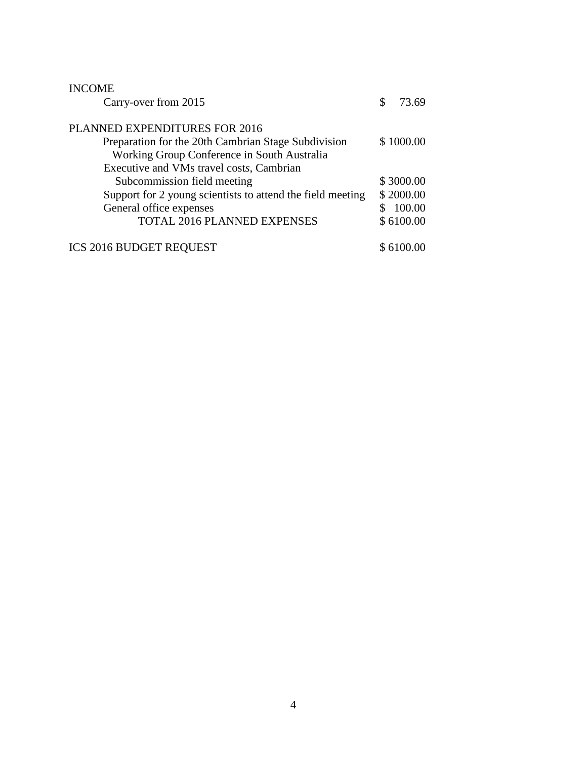| | |
|---|---|
| INCOME | |
| Carry-over from 2015 | $ 73.69 |
| | |
| PLANNED EXPENDITURES FOR 2016 | |
| Preparation for the 20th Cambrian Stage Subdivision Working Group Conference in South Australia | $ 1000.00 |
| Executive and VMs travel costs, Cambrian Subcommission field meeting | $ 3000.00 |
| Support for 2 young scientists to attend the field meeting | $ 2000.00 |
| General office expenses | $ 100.00 |
| TOTAL 2016 PLANNED EXPENSES | $ 6100.00 |
| | |
| ICS 2016 BUDGET REQUEST | $ 6100.00 |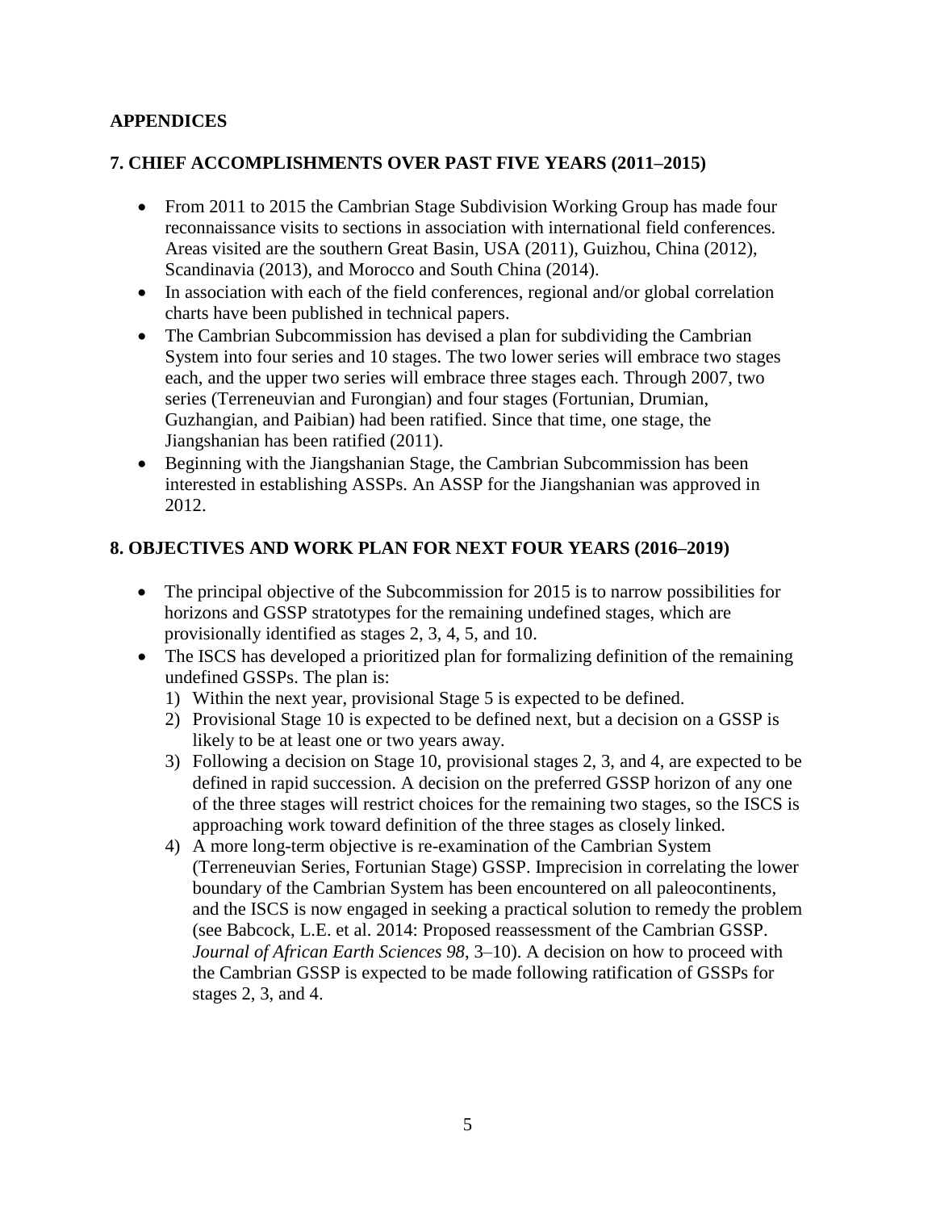## APPENDICES

## 7. CHIEF ACCOMPLISHMENTS OVER PAST FIVE YEARS (2011–2015)

- From 2011 to 2015 the Cambrian Stage Subdivision Working Group has made four reconnaissance visits to sections in association with international field conferences. Areas visited are the southern Great Basin, USA (2011), Guizhou, China (2012), Scandinavia (2013), and Morocco and South China (2014).
- In association with each of the field conferences, regional and/or global correlation charts have been published in technical papers.
- The Cambrian Subcommission has devised a plan for subdividing the Cambrian System into four series and 10 stages. The two lower series will embrace two stages each, and the upper two series will embrace three stages each. Through 2007, two series (Terreneuvian and Furongian) and four stages (Fortunian, Drumian, Guzhangian, and Paibian) had been ratified. Since that time, one stage, the Jiangshanian has been ratified (2011).
- Beginning with the Jiangshanian Stage, the Cambrian Subcommission has been interested in establishing ASSPs. An ASSP for the Jiangshanian was approved in 2012.

## 8. OBJECTIVES AND WORK PLAN FOR NEXT FOUR YEARS (2016–2019)

- The principal objective of the Subcommission for 2015 is to narrow possibilities for horizons and GSSP stratotypes for the remaining undefined stages, which are provisionally identified as stages 2, 3, 4, 5, and 10.
- The ISCS has developed a prioritized plan for formalizing definition of the remaining undefined GSSPs. The plan is:
  1) Within the next year, provisional Stage 5 is expected to be defined.
  2) Provisional Stage 10 is expected to be defined next, but a decision on a GSSP is likely to be at least one or two years away.
  3) Following a decision on Stage 10, provisional stages 2, 3, and 4, are expected to be defined in rapid succession. A decision on the preferred GSSP horizon of any one of the three stages will restrict choices for the remaining two stages, so the ISCS is approaching work toward definition of the three stages as closely linked.
  4) A more long-term objective is re-examination of the Cambrian System (Terreneuvian Series, Fortunian Stage) GSSP. Imprecision in correlating the lower boundary of the Cambrian System has been encountered on all paleocontinents, and the ISCS is now engaged in seeking a practical solution to remedy the problem (see Babcock, L.E. et al. 2014: Proposed reassessment of the Cambrian GSSP. *Journal of African Earth Sciences 98*, 3–10). A decision on how to proceed with the Cambrian GSSP is expected to be made following ratification of GSSPs for stages 2, 3, and 4.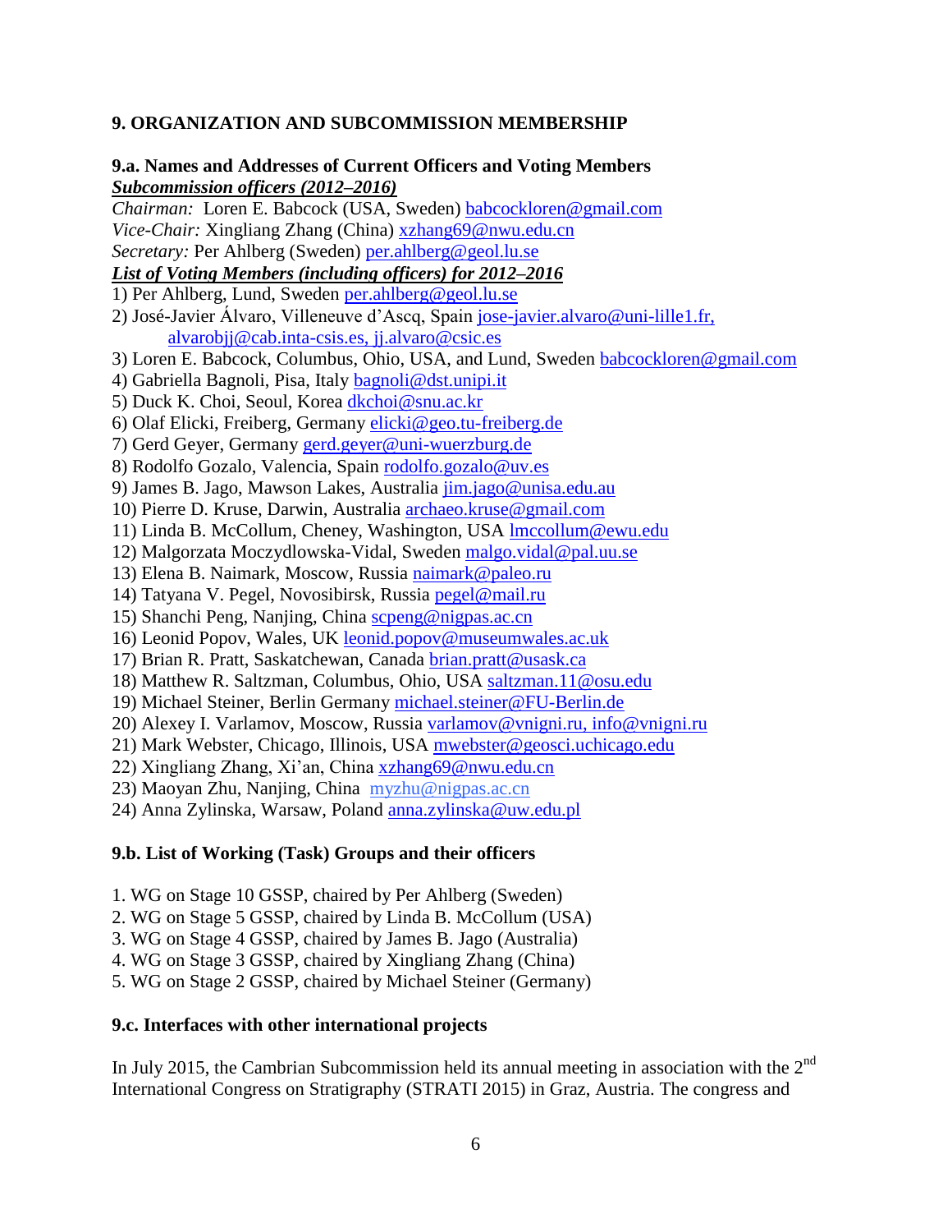## 9. ORGANIZATION AND SUBCOMMISSION MEMBERSHIP

### 9.a. Names and Addresses of Current Officers and Voting Members

***Subcommission officers (2012–2016)***

*Chairman:* Loren E. Babcock (USA, Sweden) babcockloren@gmail.com
*Vice-Chair:* Xingliang Zhang (China) xzhang69@nwu.edu.cn
*Secretary:* Per Ahlberg (Sweden) per.ahlberg@geol.lu.se

***List of Voting Members (including officers) for 2012–2016***

1) Per Ahlberg, Lund, Sweden per.ahlberg@geol.lu.se
2) José-Javier Álvaro, Villeneuve d'Ascq, Spain jose-javier.alvaro@uni-lille1.fr, alvarobjj@cab.inta-csis.es, jj.alvaro@csic.es
3) Loren E. Babcock, Columbus, Ohio, USA, and Lund, Sweden babcockloren@gmail.com
4) Gabriella Bagnoli, Pisa, Italy bagnoli@dst.unipi.it
5) Duck K. Choi, Seoul, Korea dkchoi@snu.ac.kr
6) Olaf Elicki, Freiberg, Germany elicki@geo.tu-freiberg.de
7) Gerd Geyer, Germany gerd.geyer@uni-wuerzburg.de
8) Rodolfo Gozalo, Valencia, Spain rodolfo.gozalo@uv.es
9) James B. Jago, Mawson Lakes, Australia jim.jago@unisa.edu.au
10) Pierre D. Kruse, Darwin, Australia archaeo.kruse@gmail.com
11) Linda B. McCollum, Cheney, Washington, USA lmccollum@ewu.edu
12) Malgorzata Moczydlowska-Vidal, Sweden malgo.vidal@pal.uu.se
13) Elena B. Naimark, Moscow, Russia naimark@paleo.ru
14) Tatyana V. Pegel, Novosibirsk, Russia pegel@mail.ru
15) Shanchi Peng, Nanjing, China scpeng@nigpas.ac.cn
16) Leonid Popov, Wales, UK leonid.popov@museumwales.ac.uk
17) Brian R. Pratt, Saskatchewan, Canada brian.pratt@usask.ca
18) Matthew R. Saltzman, Columbus, Ohio, USA saltzman.11@osu.edu
19) Michael Steiner, Berlin Germany michael.steiner@FU-Berlin.de
20) Alexey I. Varlamov, Moscow, Russia varlamov@vnigni.ru, info@vnigni.ru
21) Mark Webster, Chicago, Illinois, USA mwebster@geosci.uchicago.edu
22) Xingliang Zhang, Xi'an, China xzhang69@nwu.edu.cn
23) Maoyan Zhu, Nanjing, China myzhu@nigpas.ac.cn
24) Anna Zylinska, Warsaw, Poland anna.zylinska@uw.edu.pl

### 9.b. List of Working (Task) Groups and their officers

1. WG on Stage 10 GSSP, chaired by Per Ahlberg (Sweden)
2. WG on Stage 5 GSSP, chaired by Linda B. McCollum (USA)
3. WG on Stage 4 GSSP, chaired by James B. Jago (Australia)
4. WG on Stage 3 GSSP, chaired by Xingliang Zhang (China)
5. WG on Stage 2 GSSP, chaired by Michael Steiner (Germany)

### 9.c. Interfaces with other international projects

In July 2015, the Cambrian Subcommission held its annual meeting in association with the 2nd International Congress on Stratigraphy (STRATI 2015) in Graz, Austria. The congress and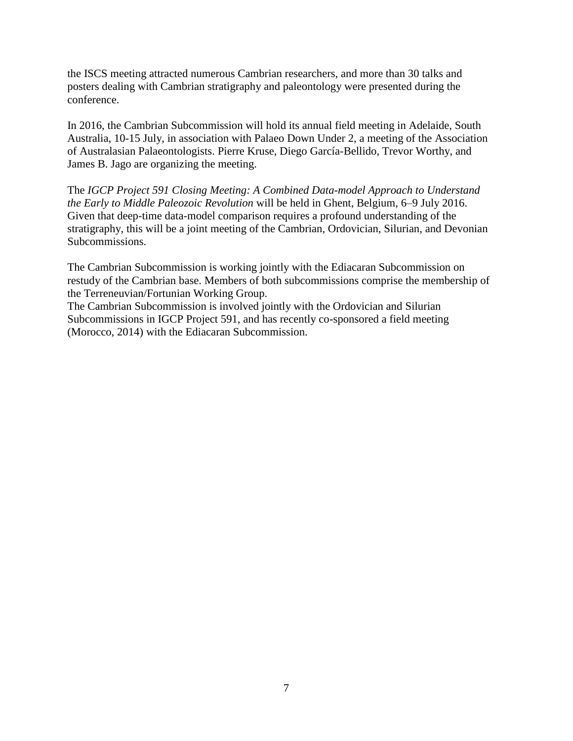the ISCS meeting attracted numerous Cambrian researchers, and more than 30 talks and posters dealing with Cambrian stratigraphy and paleontology were presented during the conference.

In 2016, the Cambrian Subcommission will hold its annual field meeting in Adelaide, South Australia, 10-15 July, in association with Palaeo Down Under 2, a meeting of the Association of Australasian Palaeontologists. Pierre Kruse, Diego García-Bellido, Trevor Worthy, and James B. Jago are organizing the meeting.

The *IGCP Project 591 Closing Meeting: A Combined Data-model Approach to Understand the Early to Middle Paleozoic Revolution* will be held in Ghent, Belgium, 6–9 July 2016. Given that deep-time data-model comparison requires a profound understanding of the stratigraphy, this will be a joint meeting of the Cambrian, Ordovician, Silurian, and Devonian Subcommissions.

The Cambrian Subcommission is working jointly with the Ediacaran Subcommission on restudy of the Cambrian base. Members of both subcommissions comprise the membership of the Terreneuvian/Fortunian Working Group.
The Cambrian Subcommission is involved jointly with the Ordovician and Silurian Subcommissions in IGCP Project 591, and has recently co-sponsored a field meeting (Morocco, 2014) with the Ediacaran Subcommission.